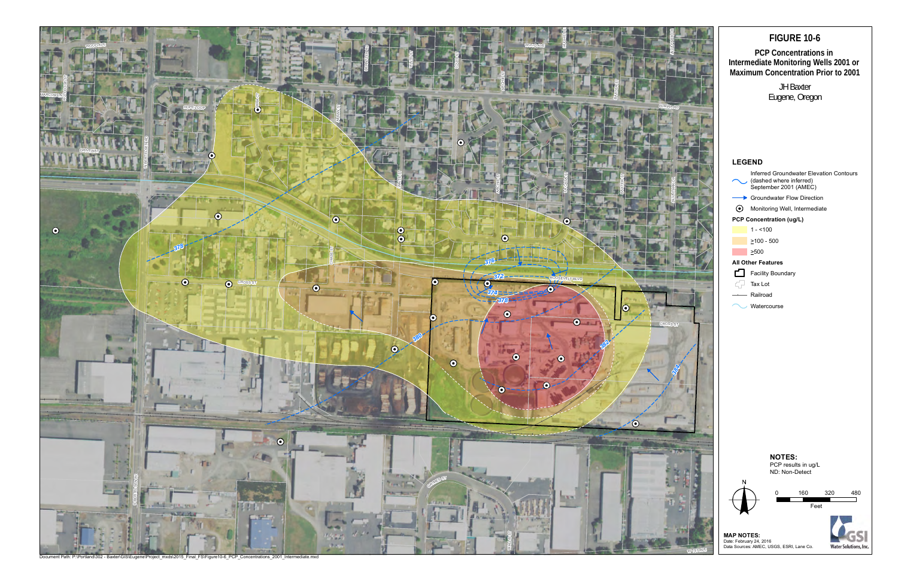# FIGURE 10-6

## PCP Concentrations in Intermediate Monitoring Wells 2001 or Maximum Concentration Prior to 2001

JH Baxter
Eugene, Oregon

### LEGEND

- Inferred Groundwater Elevation Contours (dashed where inferred) September 2001 (AMEC)
- Groundwater Flow Direction
- Monitoring Well, Intermediate

**PCP Concentration (ug/L)**

- 1 - <100
- ≥100 - 500
- ≥500

**All Other Features**

- Facility Boundary
- Tax Lot
- Railroad
- Watercourse

**NOTES:**
PCP results in ug/L
ND: Non-Detect

0 160 320 480
Feet

**MAP NOTES:**
Date: February 24, 2016
Data Sources: AMEC, USGS, ESRI, Lane Co.

GSI Water Solutions, Inc.

Document Path: P:\Portland\302 - Baxter\GIS\Eugene\Project_mxds\2015_Final_FS\Figure10-6_PCP_Concentrations_2001_Intermediate.mxd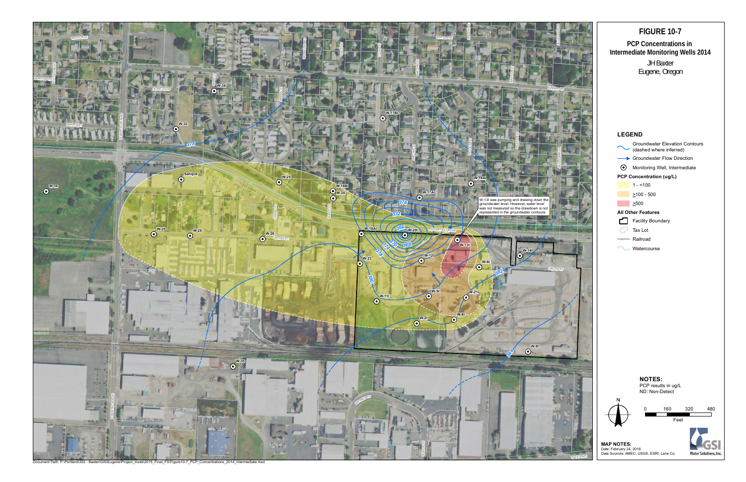# FIGURE 10-7

## PCP Concentrations in Intermediate Monitoring Wells 2014

JH Baxter
Eugene, Oregon

### LEGEND

- Groundwater Elevation Contours (dashed where inferred)
- Groundwater Flow Direction
- Monitoring Well, Intermediate

**PCP Concentration (ug/L)**

- 1 - <100
- ≥100 - 500
- ≥500

**All Other Features**

- Facility Boundary
- Tax Lot
- Railroad
- Watercourse

W-13I was pumping and drawing down the groundwater level. However, water level was not measured so the drawdown is not represented in the groundwater contours.

W-34
W-32
W-17BI
W-16AI
W-17AI
W-18BI
W-24
W-25
Sanipot
W-36
W-29
W-28
W-26
W-18AI
W-20I
W-13I
W-12I
W-23
W-14I
W-6I
W-5I
W-21I
W-11I
W-2I
W-8I
W-9I
W-35

378
376
372
366
370
368
374
378
380
382
384

**NOTES:**
PCP results in ug/L
ND: Non-Detect

N

0 160 320 480
Feet

**MAP NOTES:**
Date: February 24, 2016
Data Sources: AMEC, USGS, ESRI, Lane Co.

GSI Water Solutions, Inc.

Document Path: P:\Portland\302 - Baxter\GIS\Eugene\Project_mxds\2015_Final_FS\Figure10-7_PCP_Concentrations_2014_Intermediate.mxd